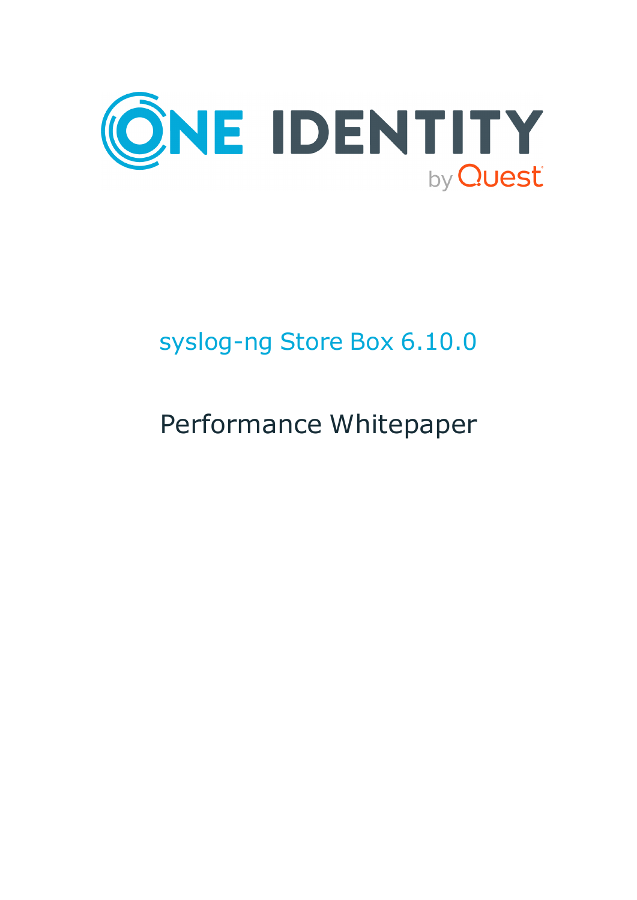ONE IDENTITY by Quest

# syslog-ng Store Box 6.10.0

## Performance Whitepaper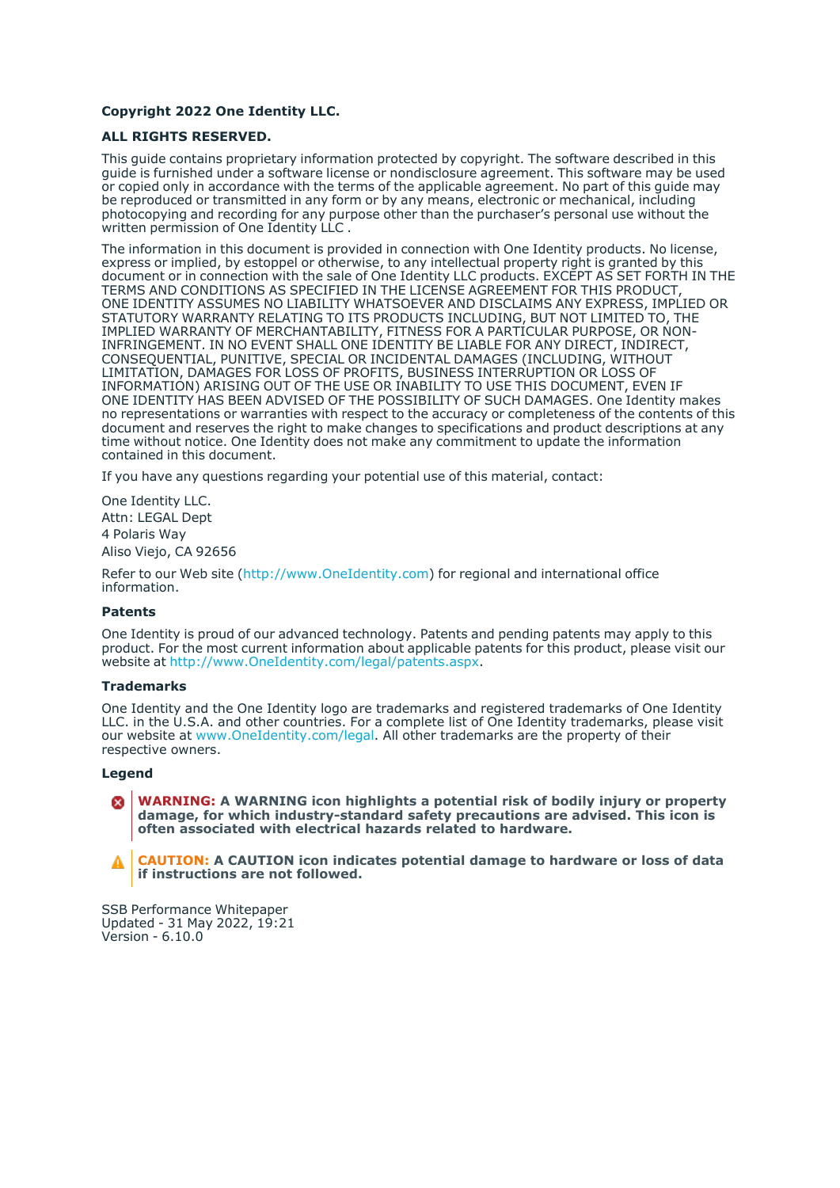**Copyright 2022 One Identity LLC.**

**ALL RIGHTS RESERVED.**

This guide contains proprietary information protected by copyright. The software described in this guide is furnished under a software license or nondisclosure agreement. This software may be used or copied only in accordance with the terms of the applicable agreement. No part of this guide may be reproduced or transmitted in any form or by any means, electronic or mechanical, including photocopying and recording for any purpose other than the purchaser's personal use without the written permission of One Identity LLC .

The information in this document is provided in connection with One Identity products. No license, express or implied, by estoppel or otherwise, to any intellectual property right is granted by this document or in connection with the sale of One Identity LLC products. EXCEPT AS SET FORTH IN THE TERMS AND CONDITIONS AS SPECIFIED IN THE LICENSE AGREEMENT FOR THIS PRODUCT, ONE IDENTITY ASSUMES NO LIABILITY WHATSOEVER AND DISCLAIMS ANY EXPRESS, IMPLIED OR STATUTORY WARRANTY RELATING TO ITS PRODUCTS INCLUDING, BUT NOT LIMITED TO, THE IMPLIED WARRANTY OF MERCHANTABILITY, FITNESS FOR A PARTICULAR PURPOSE, OR NON-INFRINGEMENT. IN NO EVENT SHALL ONE IDENTITY BE LIABLE FOR ANY DIRECT, INDIRECT, CONSEQUENTIAL, PUNITIVE, SPECIAL OR INCIDENTAL DAMAGES (INCLUDING, WITHOUT LIMITATION, DAMAGES FOR LOSS OF PROFITS, BUSINESS INTERRUPTION OR LOSS OF INFORMATION) ARISING OUT OF THE USE OR INABILITY TO USE THIS DOCUMENT, EVEN IF ONE IDENTITY HAS BEEN ADVISED OF THE POSSIBILITY OF SUCH DAMAGES. One Identity makes no representations or warranties with respect to the accuracy or completeness of the contents of this document and reserves the right to make changes to specifications and product descriptions at any time without notice. One Identity does not make any commitment to update the information contained in this document.

If you have any questions regarding your potential use of this material, contact:

One Identity LLC.
Attn: LEGAL Dept
4 Polaris Way
Aliso Viejo, CA 92656

Refer to our Web site (http://www.OneIdentity.com) for regional and international office information.

### Patents

One Identity is proud of our advanced technology. Patents and pending patents may apply to this product. For the most current information about applicable patents for this product, please visit our website at http://www.OneIdentity.com/legal/patents.aspx.

### Trademarks

One Identity and the One Identity logo are trademarks and registered trademarks of One Identity LLC. in the U.S.A. and other countries. For a complete list of One Identity trademarks, please visit our website at www.OneIdentity.com/legal. All other trademarks are the property of their respective owners.

### Legend

**WARNING: A WARNING icon highlights a potential risk of bodily injury or property damage, for which industry-standard safety precautions are advised. This icon is often associated with electrical hazards related to hardware.**

**CAUTION: A CAUTION icon indicates potential damage to hardware or loss of data if instructions are not followed.**

SSB Performance Whitepaper
Updated - 31 May 2022, 19:21
Version - 6.10.0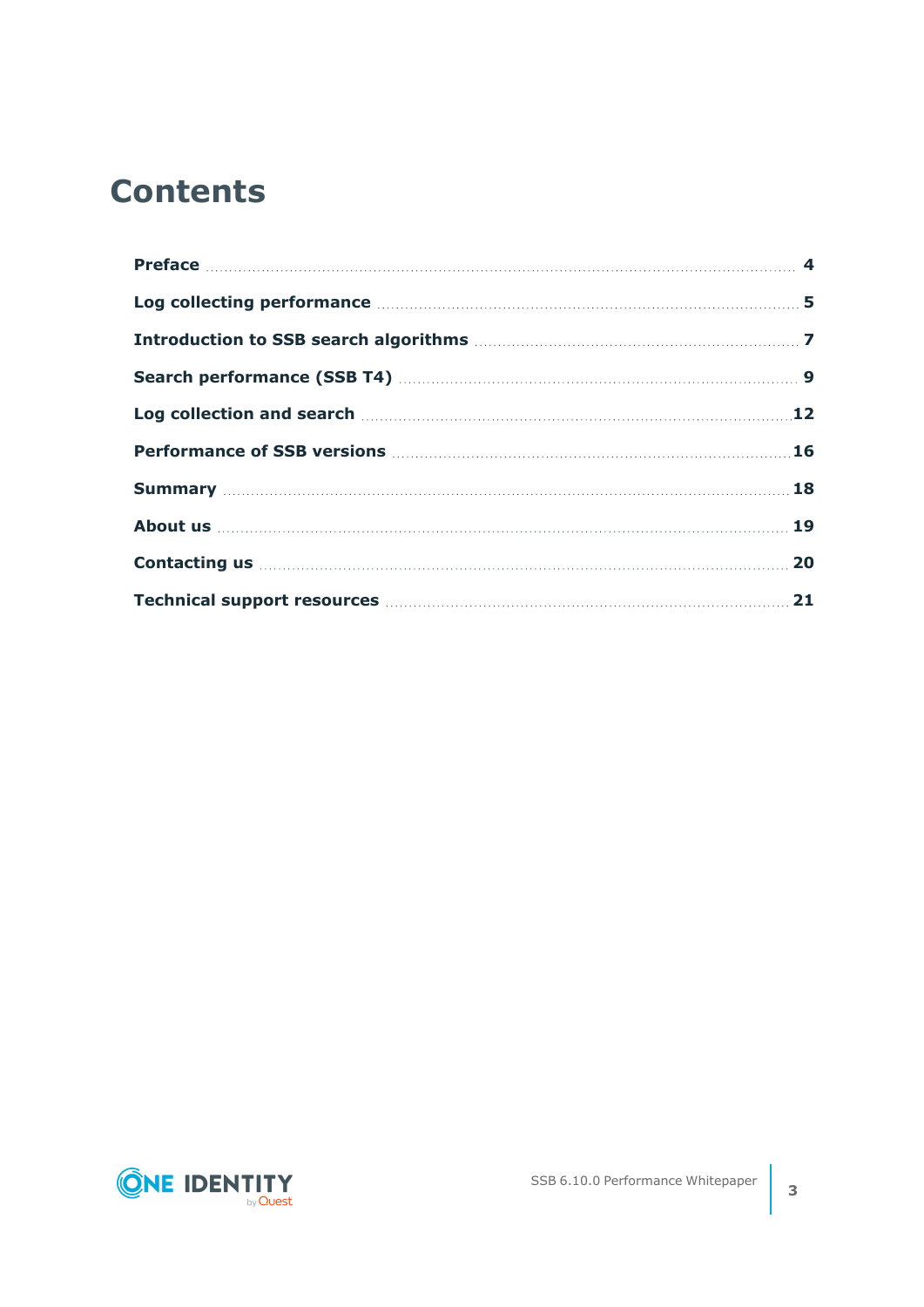# Contents

| | |
|---|---|
| **Preface** | **4** |
| **Log collecting performance** | **5** |
| **Introduction to SSB search algorithms** | **7** |
| **Search performance (SSB T4)** | **9** |
| **Log collection and search** | **12** |
| **Performance of SSB versions** | **16** |
| **Summary** | **18** |
| **About us** | **19** |
| **Contacting us** | **20** |
| **Technical support resources** | **21** |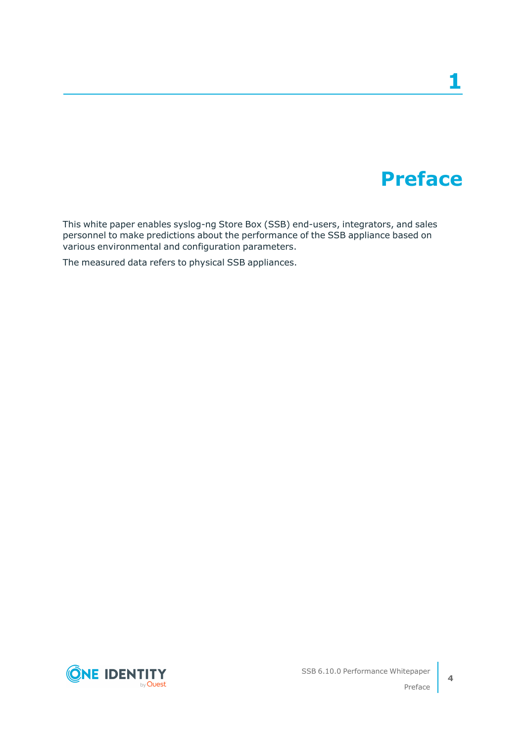# 1 Preface

This white paper enables syslog-ng Store Box (SSB) end-users, integrators, and sales personnel to make predictions about the performance of the SSB appliance based on various environmental and configuration parameters.

The measured data refers to physical SSB appliances.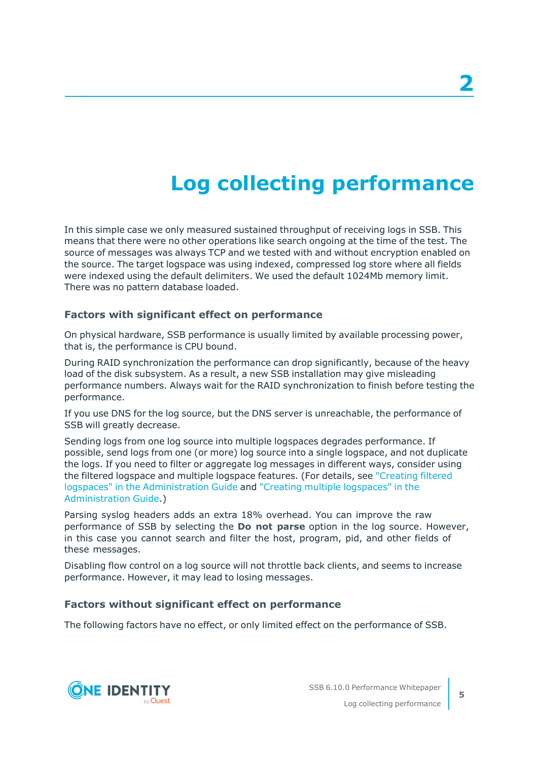# 2

# Log collecting performance

In this simple case we only measured sustained throughput of receiving logs in SSB. This means that there were no other operations like search ongoing at the time of the test. The source of messages was always TCP and we tested with and without encryption enabled on the source. The target logspace was using indexed, compressed log store where all fields were indexed using the default delimiters. We used the default 1024Mb memory limit. There was no pattern database loaded.

### Factors with significant effect on performance

On physical hardware, SSB performance is usually limited by available processing power, that is, the performance is CPU bound.

During RAID synchronization the performance can drop significantly, because of the heavy load of the disk subsystem. As a result, a new SSB installation may give misleading performance numbers. Always wait for the RAID synchronization to finish before testing the performance.

If you use DNS for the log source, but the DNS server is unreachable, the performance of SSB will greatly decrease.

Sending logs from one log source into multiple logspaces degrades performance. If possible, send logs from one (or more) log source into a single logspace, and not duplicate the logs. If you need to filter or aggregate log messages in different ways, consider using the filtered logspace and multiple logspace features. (For details, see "Creating filtered logspaces" in the Administration Guide and "Creating multiple logspaces" in the Administration Guide.)

Parsing syslog headers adds an extra 18% overhead. You can improve the raw performance of SSB by selecting the **Do not parse** option in the log source. However, in this case you cannot search and filter the host, program, pid, and other fields of these messages.

Disabling flow control on a log source will not throttle back clients, and seems to increase performance. However, it may lead to losing messages.

### Factors without significant effect on performance

The following factors have no effect, or only limited effect on the performance of SSB.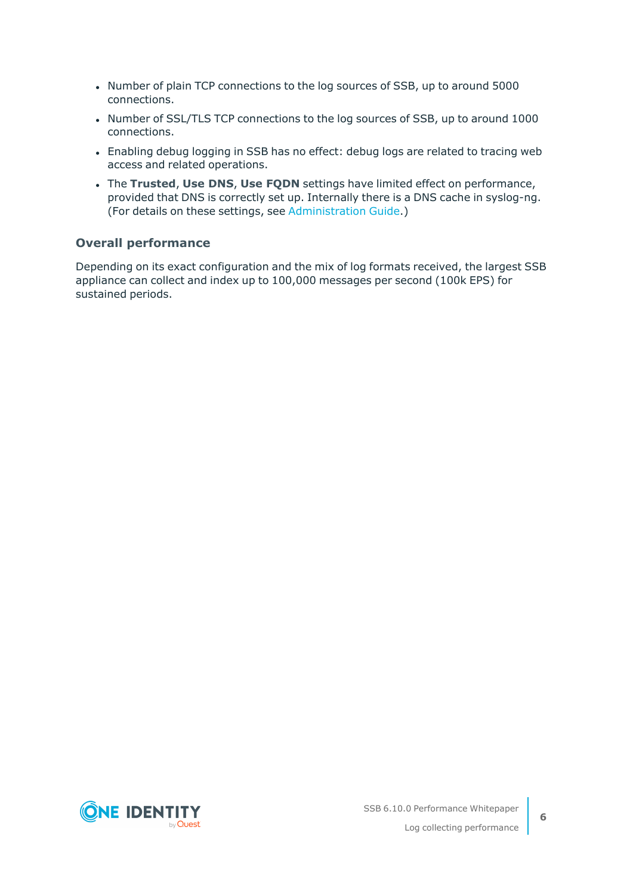- Number of plain TCP connections to the log sources of SSB, up to around 5000 connections.
- Number of SSL/TLS TCP connections to the log sources of SSB, up to around 1000 connections.
- Enabling debug logging in SSB has no effect: debug logs are related to tracing web access and related operations.
- The **Trusted**, **Use DNS**, **Use FQDN** settings have limited effect on performance, provided that DNS is correctly set up. Internally there is a DNS cache in syslog-ng. (For details on these settings, see Administration Guide.)

### Overall performance

Depending on its exact configuration and the mix of log formats received, the largest SSB appliance can collect and index up to 100,000 messages per second (100k EPS) for sustained periods.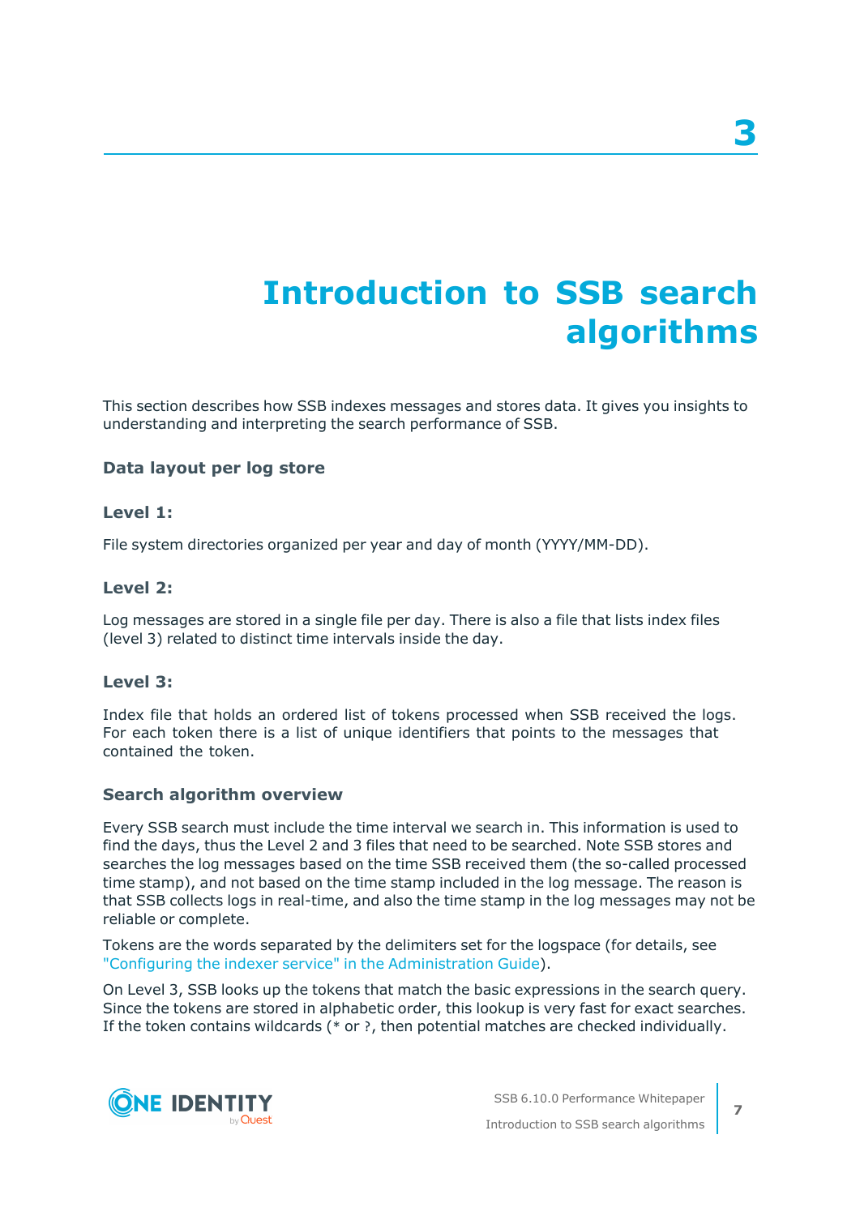# 3

# Introduction to SSB search algorithms

This section describes how SSB indexes messages and stores data. It gives you insights to understanding and interpreting the search performance of SSB.

### Data layout per log store

#### Level 1:

File system directories organized per year and day of month (YYYY/MM-DD).

#### Level 2:

Log messages are stored in a single file per day. There is also a file that lists index files (level 3) related to distinct time intervals inside the day.

#### Level 3:

Index file that holds an ordered list of tokens processed when SSB received the logs. For each token there is a list of unique identifiers that points to the messages that contained the token.

### Search algorithm overview

Every SSB search must include the time interval we search in. This information is used to find the days, thus the Level 2 and 3 files that need to be searched. Note SSB stores and searches the log messages based on the time SSB received them (the so-called processed time stamp), and not based on the time stamp included in the log message. The reason is that SSB collects logs in real-time, and also the time stamp in the log messages may not be reliable or complete.

Tokens are the words separated by the delimiters set for the logspace (for details, see "Configuring the indexer service" in the Administration Guide).

On Level 3, SSB looks up the tokens that match the basic expressions in the search query. Since the tokens are stored in alphabetic order, this lookup is very fast for exact searches. If the token contains wildcards (* or ?, then potential matches are checked individually.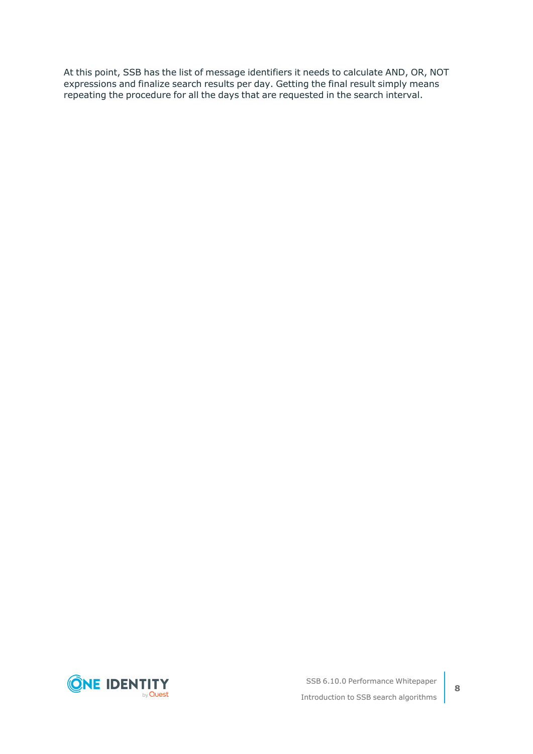At this point, SSB has the list of message identifiers it needs to calculate AND, OR, NOT expressions and finalize search results per day. Getting the final result simply means repeating the procedure for all the days that are requested in the search interval.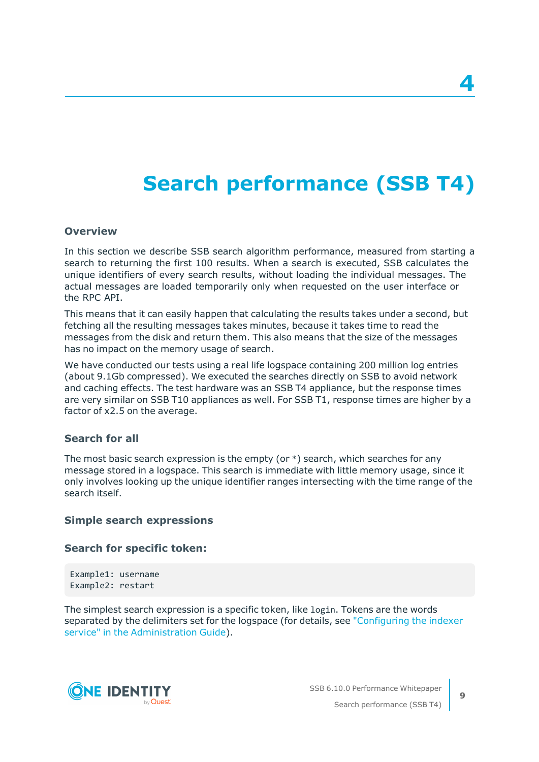# 4

# Search performance (SSB T4)

### Overview

In this section we describe SSB search algorithm performance, measured from starting a search to returning the first 100 results. When a search is executed, SSB calculates the unique identifiers of every search results, without loading the individual messages. The actual messages are loaded temporarily only when requested on the user interface or the RPC API.

This means that it can easily happen that calculating the results takes under a second, but fetching all the resulting messages takes minutes, because it takes time to read the messages from the disk and return them. This also means that the size of the messages has no impact on the memory usage of search.

We have conducted our tests using a real life logspace containing 200 million log entries (about 9.1Gb compressed). We executed the searches directly on SSB to avoid network and caching effects. The test hardware was an SSB T4 appliance, but the response times are very similar on SSB T10 appliances as well. For SSB T1, response times are higher by a factor of x2.5 on the average.

### Search for all

The most basic search expression is the empty (or `*`) search, which searches for any message stored in a logspace. This search is immediate with little memory usage, since it only involves looking up the unique identifier ranges intersecting with the time range of the search itself.

### Simple search expressions

### Search for specific token:

```
Example1: username
Example2: restart
```

The simplest search expression is a specific token, like `login`. Tokens are the words separated by the delimiters set for the logspace (for details, see "Configuring the indexer service" in the Administration Guide).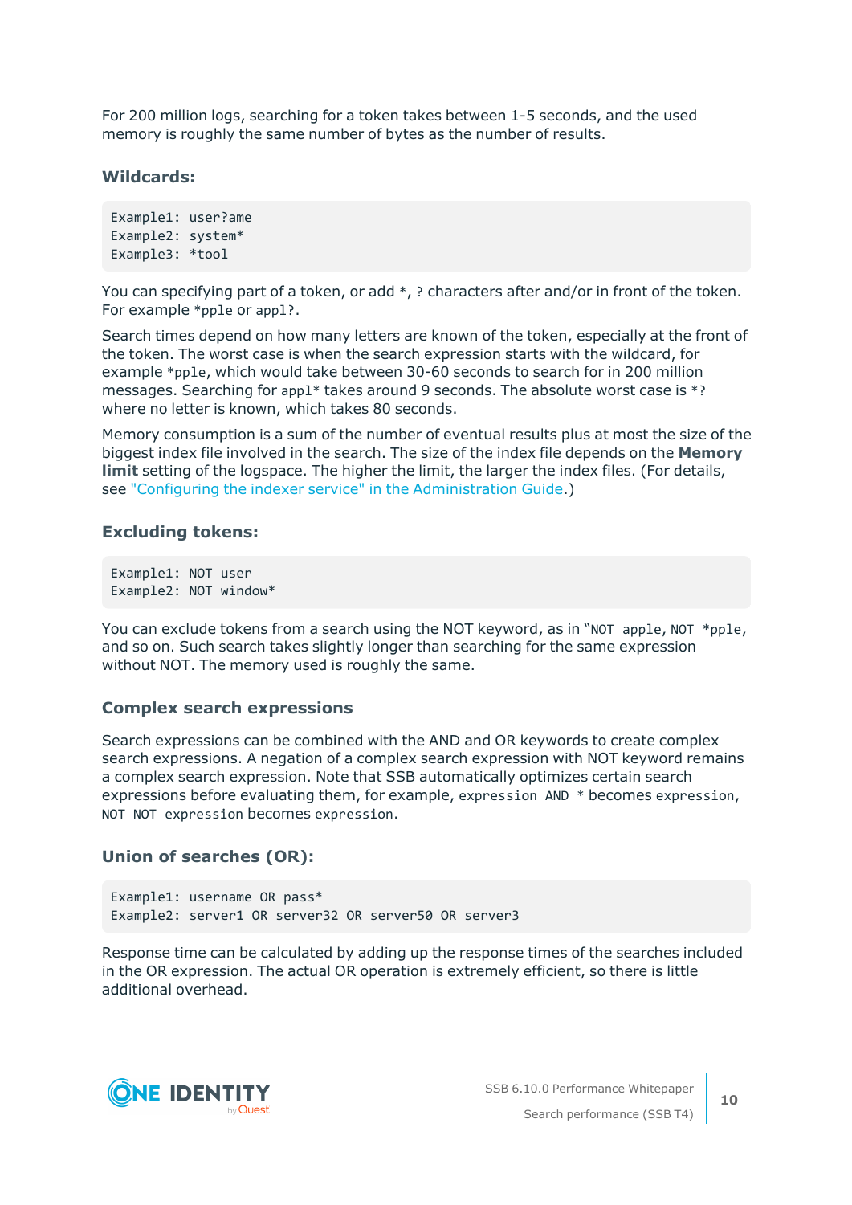For 200 million logs, searching for a token takes between 1-5 seconds, and the used memory is roughly the same number of bytes as the number of results.

### Wildcards:

```
Example1: user?ame
Example2: system*
Example3: *tool
```

You can specifying part of a token, or add `*`, `?` characters after and/or in front of the token. For example `*pple` or `appl?`.

Search times depend on how many letters are known of the token, especially at the front of the token. The worst case is when the search expression starts with the wildcard, for example `*pple`, which would take between 30-60 seconds to search for in 200 million messages. Searching for `appl*` takes around 9 seconds. The absolute worst case is `*?` where no letter is known, which takes 80 seconds.

Memory consumption is a sum of the number of eventual results plus at most the size of the biggest index file involved in the search. The size of the index file depends on the **Memory limit** setting of the logspace. The higher the limit, the larger the index files. (For details, see "Configuring the indexer service" in the Administration Guide.)

### Excluding tokens:

```
Example1: NOT user
Example2: NOT window*
```

You can exclude tokens from a search using the NOT keyword, as in "`NOT apple`, `NOT *pple`, and so on. Such search takes slightly longer than searching for the same expression without NOT. The memory used is roughly the same.

### Complex search expressions

Search expressions can be combined with the AND and OR keywords to create complex search expressions. A negation of a complex search expression with NOT keyword remains a complex search expression. Note that SSB automatically optimizes certain search expressions before evaluating them, for example, `expression AND *` becomes `expression`, `NOT NOT expression` becomes `expression`.

### Union of searches (OR):

```
Example1: username OR pass*
Example2: server1 OR server32 OR server50 OR server3
```

Response time can be calculated by adding up the response times of the searches included in the OR expression. The actual OR operation is extremely efficient, so there is little additional overhead.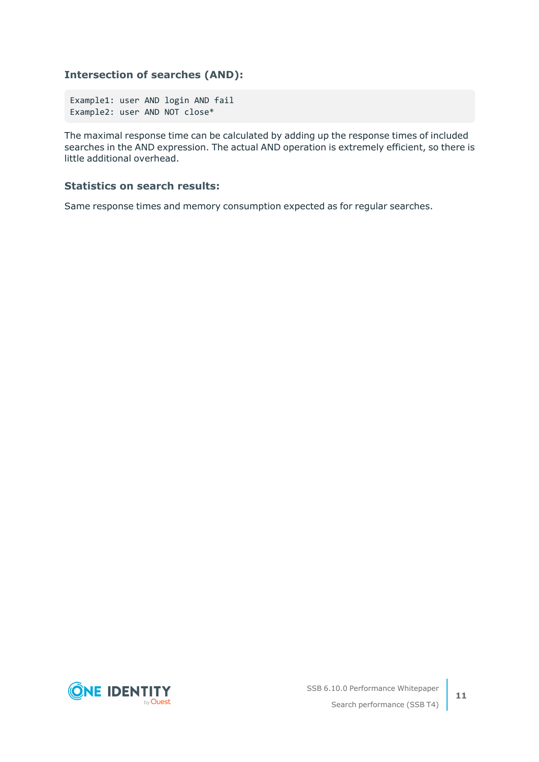### Intersection of searches (AND):

```
Example1: user AND login AND fail
Example2: user AND NOT close*
```

The maximal response time can be calculated by adding up the response times of included searches in the AND expression. The actual AND operation is extremely efficient, so there is little additional overhead.

### Statistics on search results:

Same response times and memory consumption expected as for regular searches.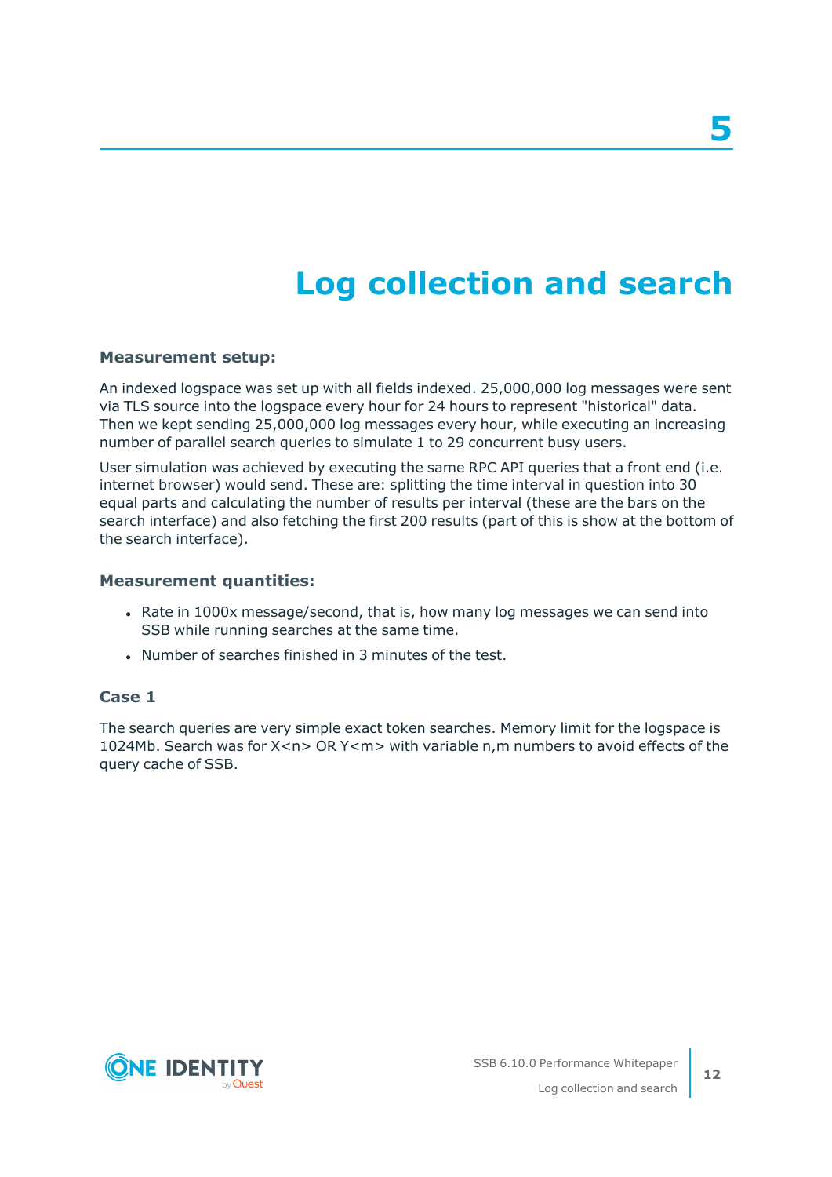# 5 Log collection and search

**Measurement setup:**

An indexed logspace was set up with all fields indexed. 25,000,000 log messages were sent via TLS source into the logspace every hour for 24 hours to represent "historical" data. Then we kept sending 25,000,000 log messages every hour, while executing an increasing number of parallel search queries to simulate 1 to 29 concurrent busy users.

User simulation was achieved by executing the same RPC API queries that a front end (i.e. internet browser) would send. These are: splitting the time interval in question into 30 equal parts and calculating the number of results per interval (these are the bars on the search interface) and also fetching the first 200 results (part of this is show at the bottom of the search interface).

**Measurement quantities:**

- Rate in 1000x message/second, that is, how many log messages we can send into SSB while running searches at the same time.
- Number of searches finished in 3 minutes of the test.

### Case 1

The search queries are very simple exact token searches. Memory limit for the logspace is 1024Mb. Search was for X<n> OR Y<m> with variable n,m numbers to avoid effects of the query cache of SSB.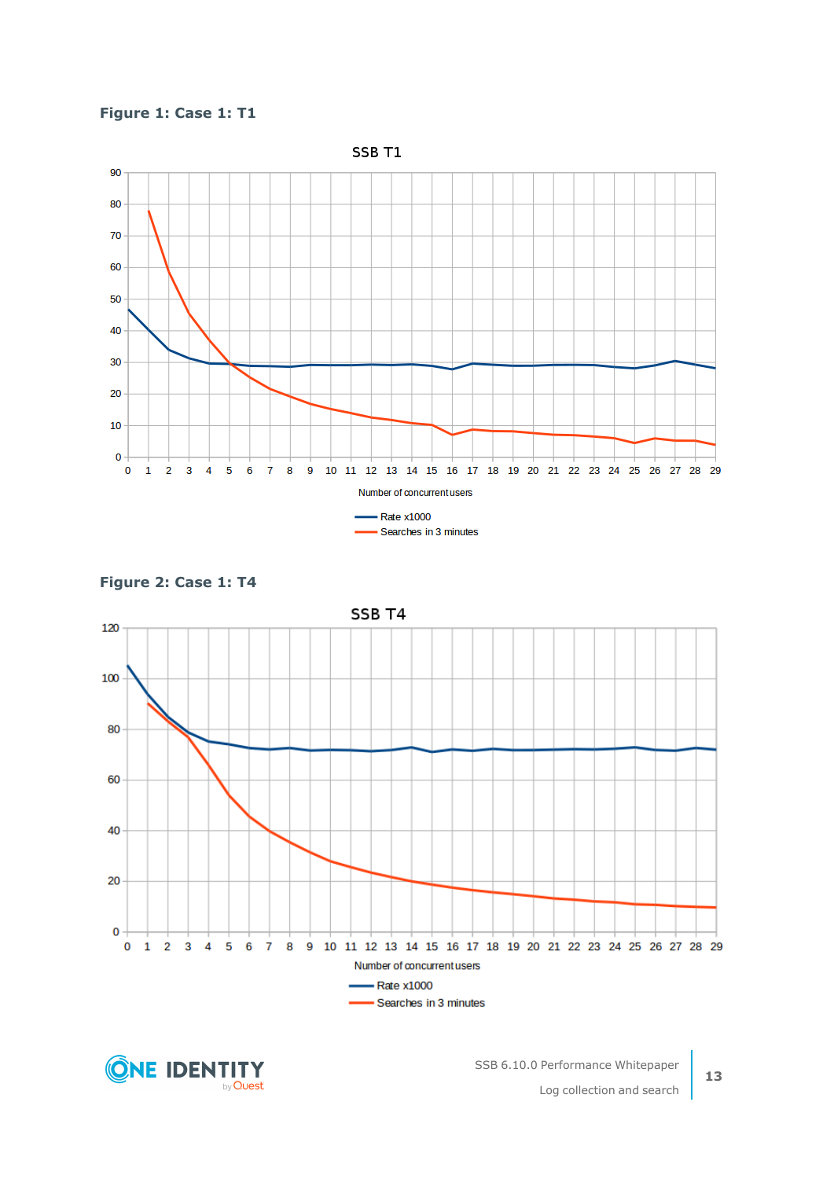**Figure 1: Case 1: T1**

**Figure 2: Case 1: T4**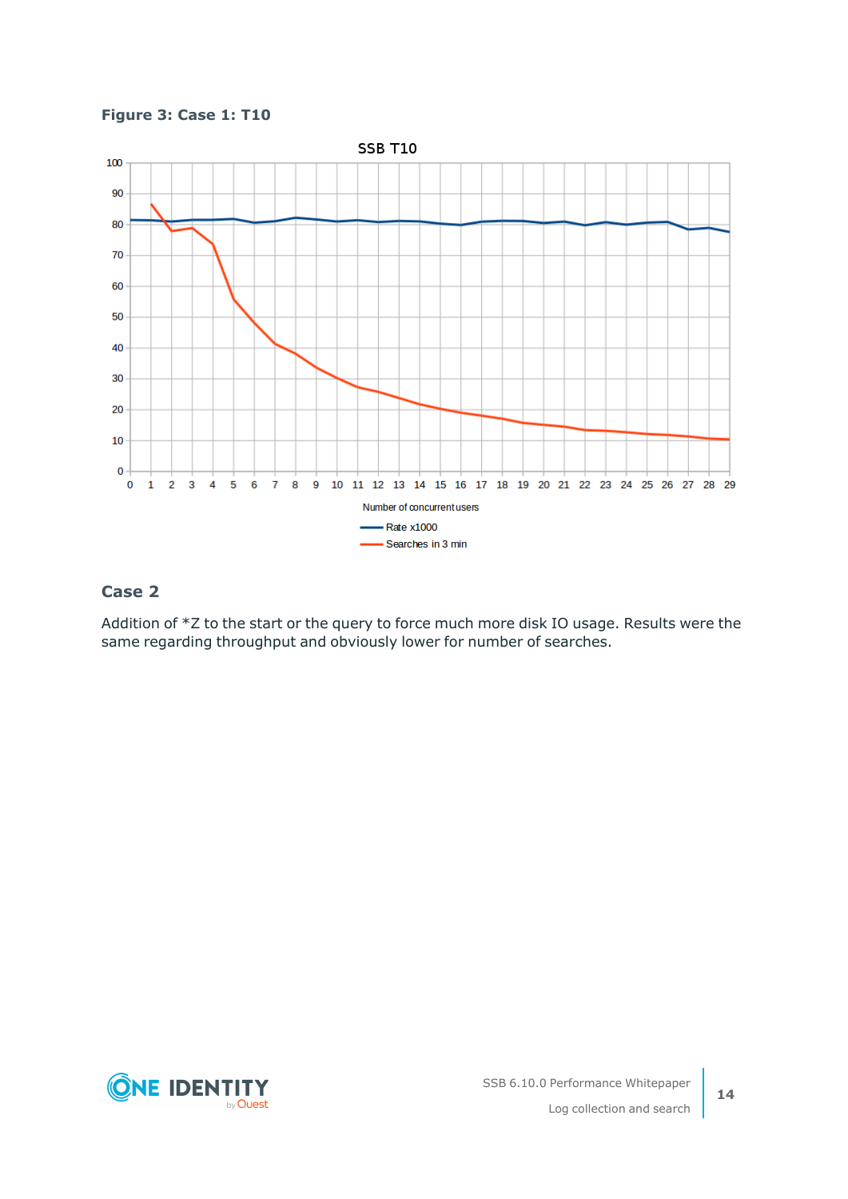**Figure 3: Case 1: T10**

## Case 2

Addition of *Z to the start or the query to force much more disk IO usage. Results were the same regarding throughput and obviously lower for number of searches.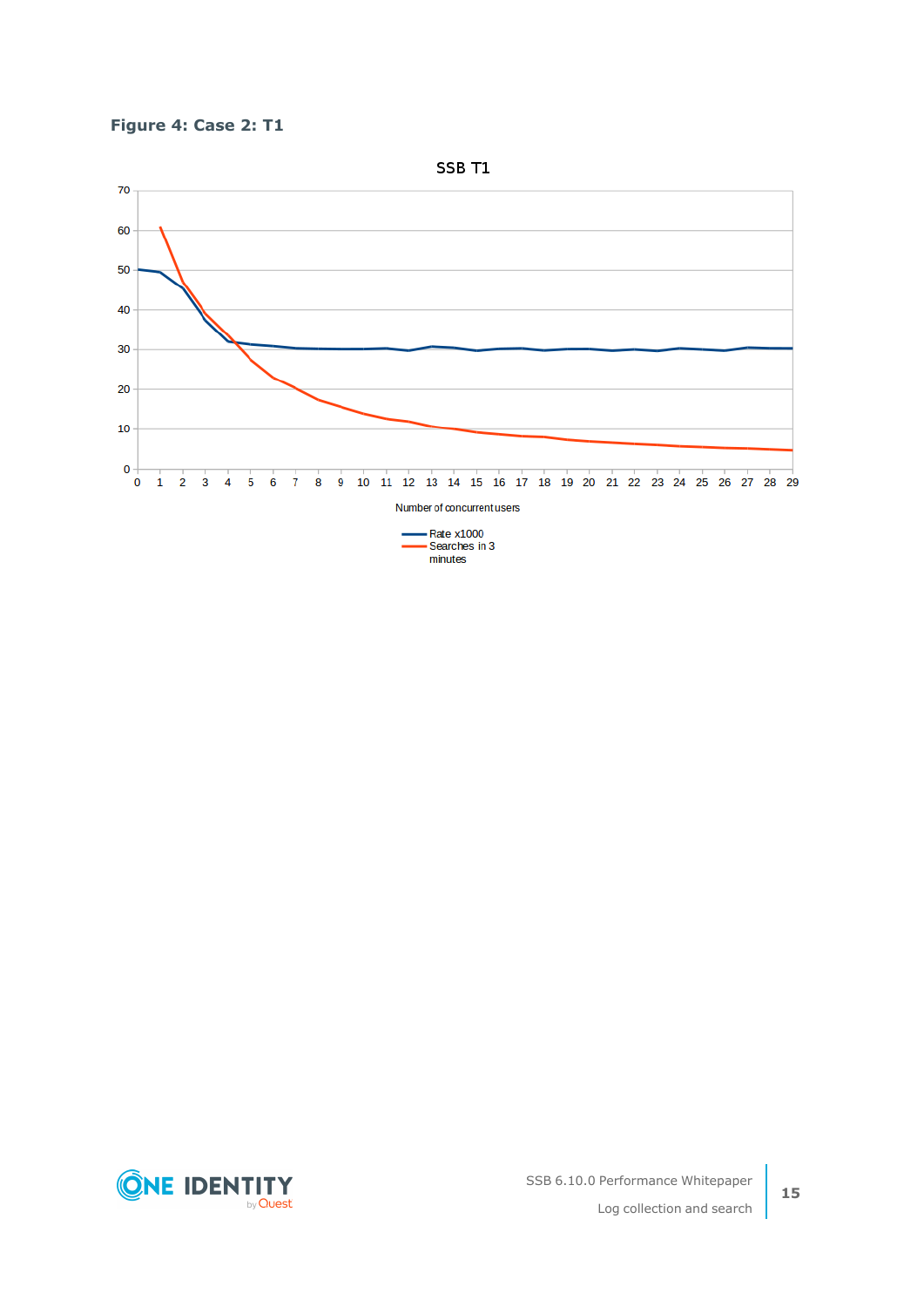**Figure 4: Case 2: T1**

SSB T1

| Number of concurrent users | Rate x1000 | Searches in 3 minutes |
| --- | --- | --- |
| 0 | 50 | |
| 1 | 49.5 | 61 |
| 2 | 45.5 | 47 |
| 3 | 37 | 39 |
| 4 | 32 | 33.5 |
| 5 | 31.3 | 27 |
| 6 | 30.8 | 23 |
| 7 | 30.3 | 20.5 |
| 8 | 30.2 | 17.5 |
| 9 | 30.1 | 15.7 |
| 10 | 30.1 | 14 |
| 11 | 30.3 | 12.7 |
| 12 | 29.8 | 12 |
| 13 | 30.8 | 10.7 |
| 14 | 30.5 | 10.1 |
| 15 | 29.7 | 9.2 |
| 16 | 30.2 | 8.7 |
| 17 | 30.3 | 8.3 |
| 18 | 29.8 | 8.1 |
| 19 | 30.1 | 7.4 |
| 20 | 30.1 | 7 |
| 21 | 29.7 | 6.7 |
| 22 | 30 | 6.4 |
| 23 | 29.7 | 6.1 |
| 24 | 30.3 | 5.8 |
| 25 | 30 | 5.6 |
| 26 | 29.7 | 5.3 |
| 27 | 30.5 | 5.2 |
| 28 | 30.3 | 4.9 |
| 29 | 30.3 | 4.7 |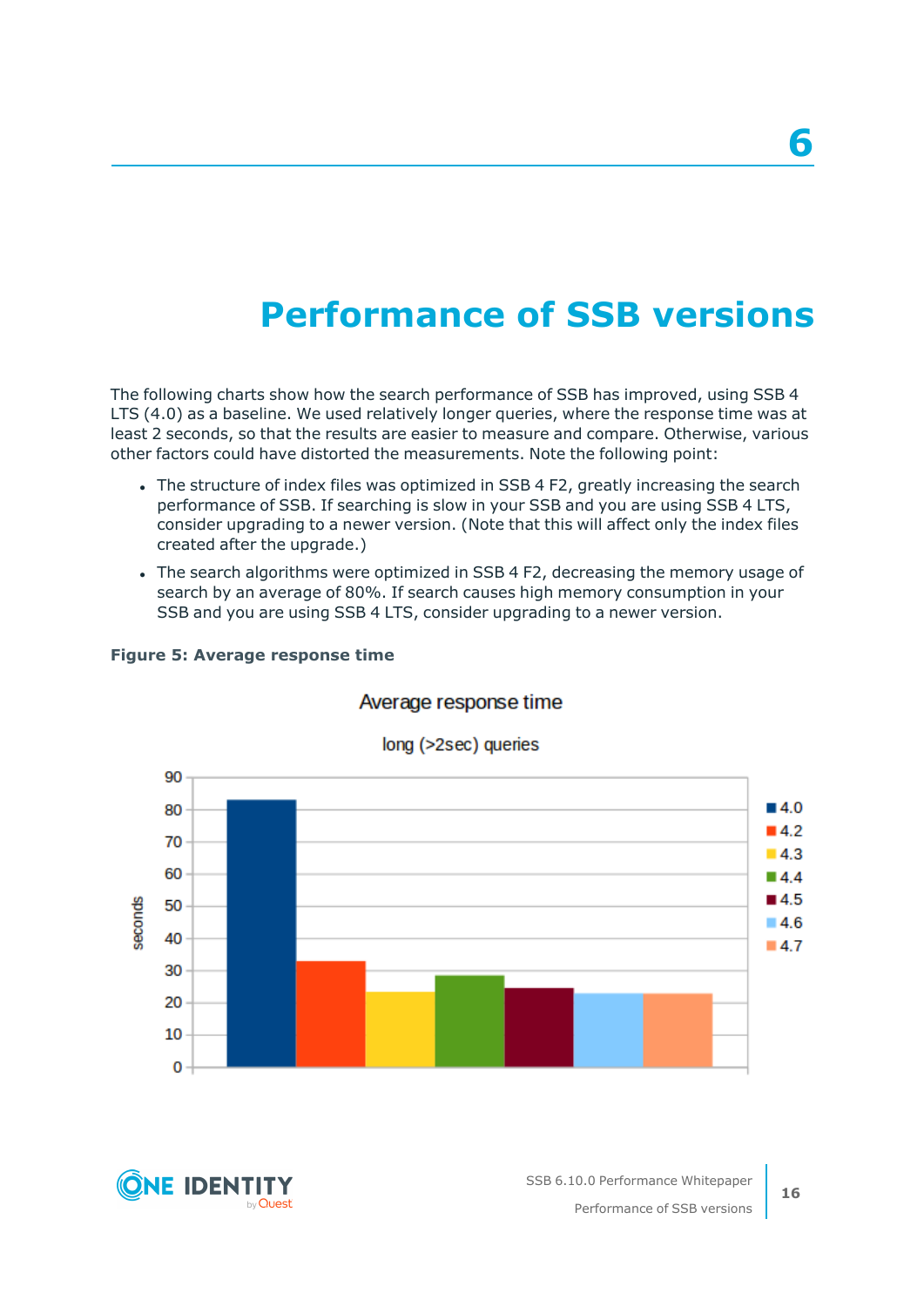# 6

# Performance of SSB versions

The following charts show how the search performance of SSB has improved, using SSB 4 LTS (4.0) as a baseline. We used relatively longer queries, where the response time was at least 2 seconds, so that the results are easier to measure and compare. Otherwise, various other factors could have distorted the measurements. Note the following point:

- The structure of index files was optimized in SSB 4 F2, greatly increasing the search performance of SSB. If searching is slow in your SSB and you are using SSB 4 LTS, consider upgrading to a newer version. (Note that this will affect only the index files created after the upgrade.)
- The search algorithms were optimized in SSB 4 F2, decreasing the memory usage of search by an average of 80%. If search causes high memory consumption in your SSB and you are using SSB 4 LTS, consider upgrading to a newer version.

**Figure 5: Average response time**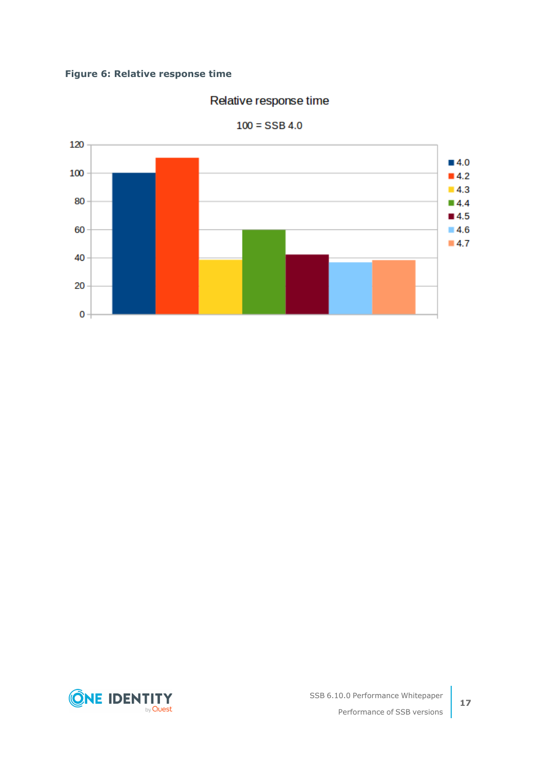**Figure 6: Relative response time**

Relative response time

100 = SSB 4.0

| Version | Relative response time |
|---|---|
| 4.0 | 100 |
| 4.2 | 111 |
| 4.3 | 39 |
| 4.4 | 60 |
| 4.5 | 42 |
| 4.6 | 37 |
| 4.7 | 38 |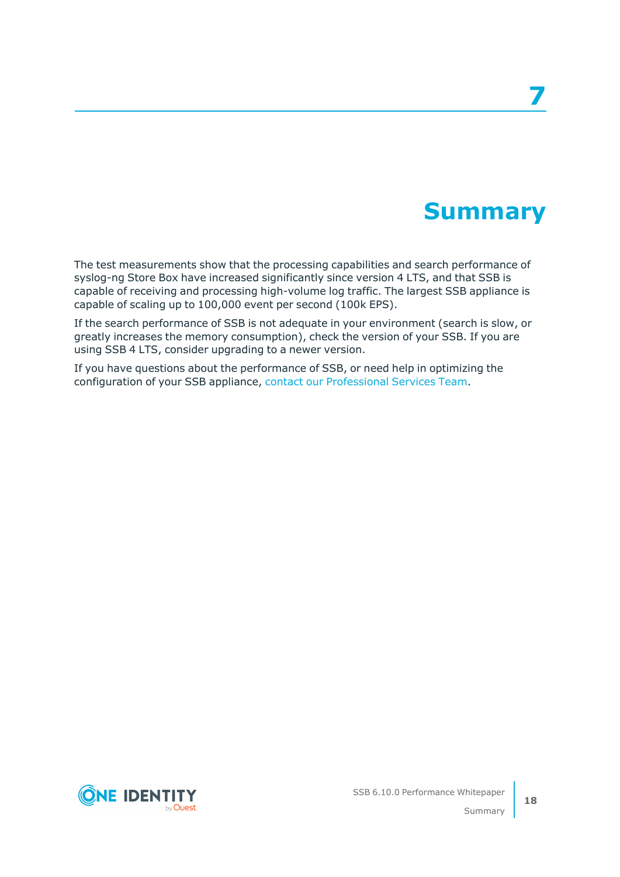# 7 Summary

The test measurements show that the processing capabilities and search performance of syslog-ng Store Box have increased significantly since version 4 LTS, and that SSB is capable of receiving and processing high-volume log traffic. The largest SSB appliance is capable of scaling up to 100,000 event per second (100k EPS).

If the search performance of SSB is not adequate in your environment (search is slow, or greatly increases the memory consumption), check the version of your SSB. If you are using SSB 4 LTS, consider upgrading to a newer version.

If you have questions about the performance of SSB, or need help in optimizing the configuration of your SSB appliance, contact our Professional Services Team.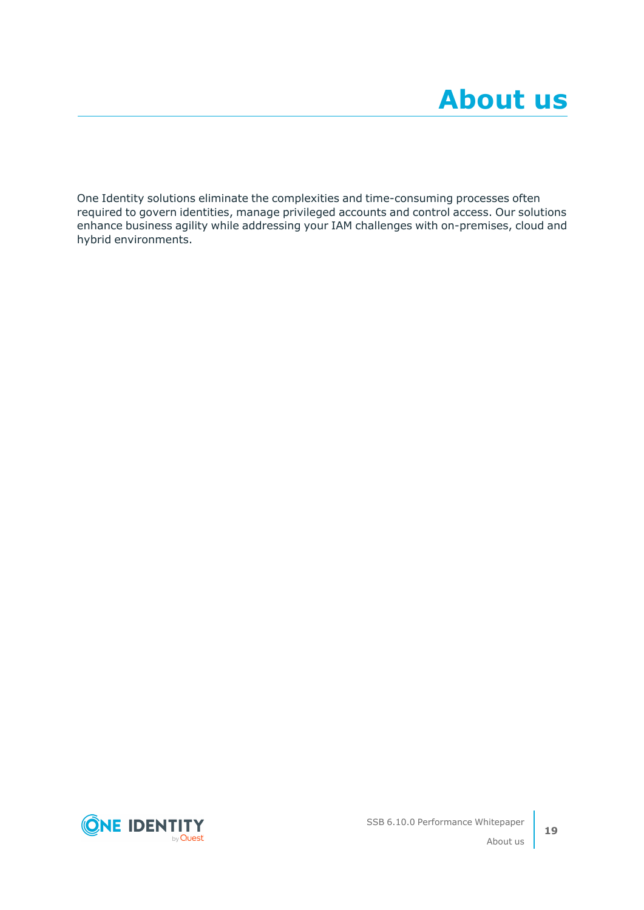# About us

One Identity solutions eliminate the complexities and time-consuming processes often required to govern identities, manage privileged accounts and control access. Our solutions enhance business agility while addressing your IAM challenges with on-premises, cloud and hybrid environments.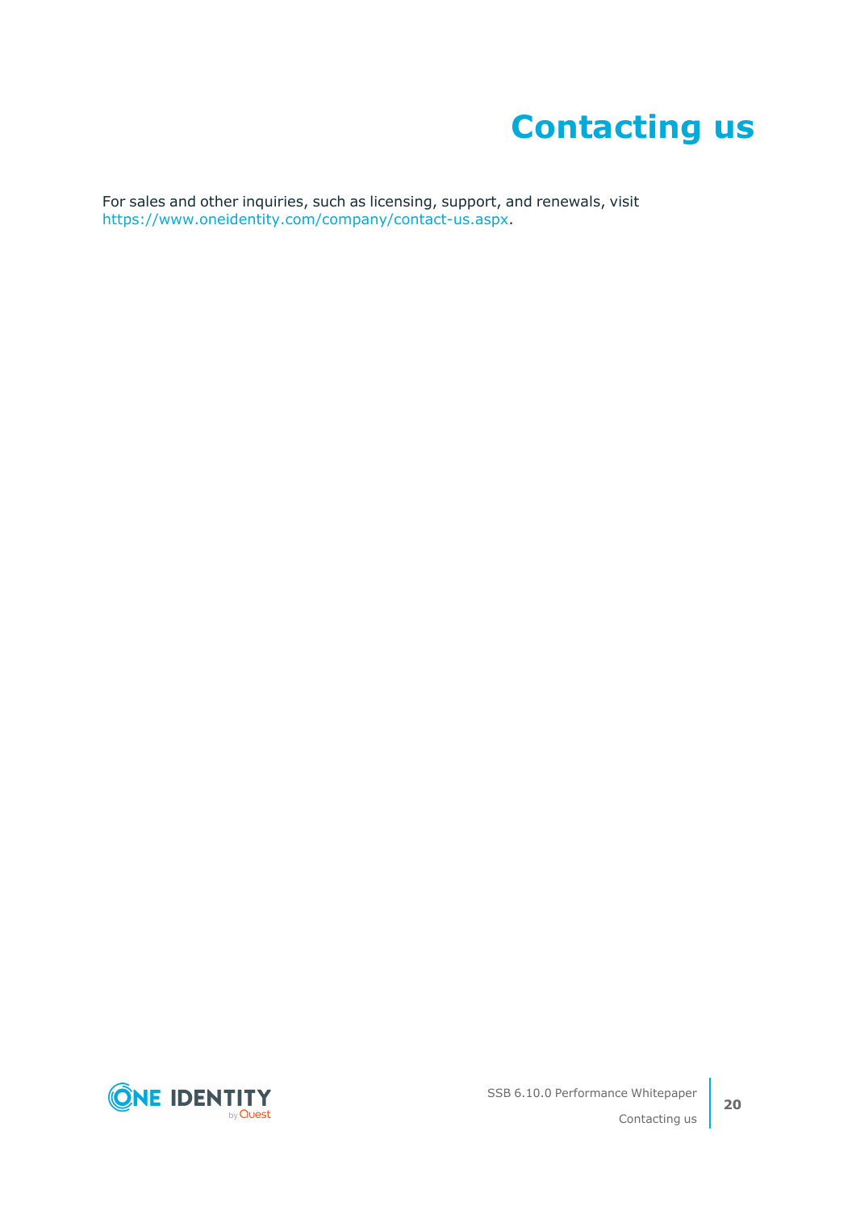# Contacting us

For sales and other inquiries, such as licensing, support, and renewals, visit https://www.oneidentity.com/company/contact-us.aspx.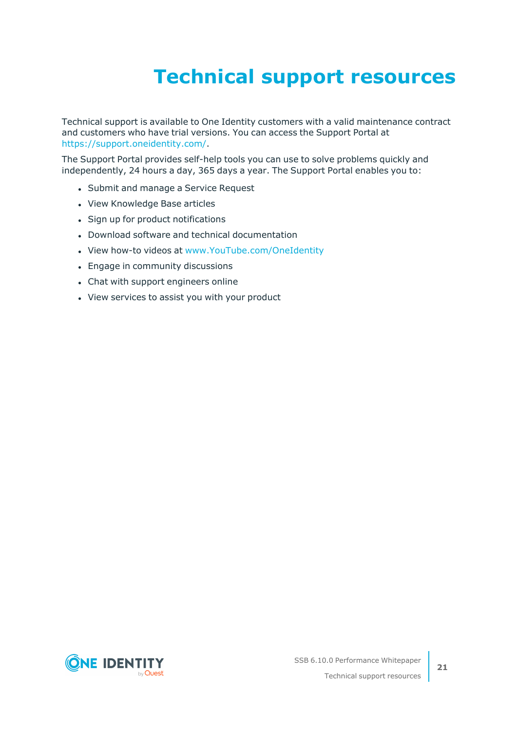# Technical support resources

Technical support is available to One Identity customers with a valid maintenance contract and customers who have trial versions. You can access the Support Portal at https://support.oneidentity.com/.

The Support Portal provides self-help tools you can use to solve problems quickly and independently, 24 hours a day, 365 days a year. The Support Portal enables you to:

- Submit and manage a Service Request
- View Knowledge Base articles
- Sign up for product notifications
- Download software and technical documentation
- View how-to videos at www.YouTube.com/OneIdentity
- Engage in community discussions
- Chat with support engineers online
- View services to assist you with your product